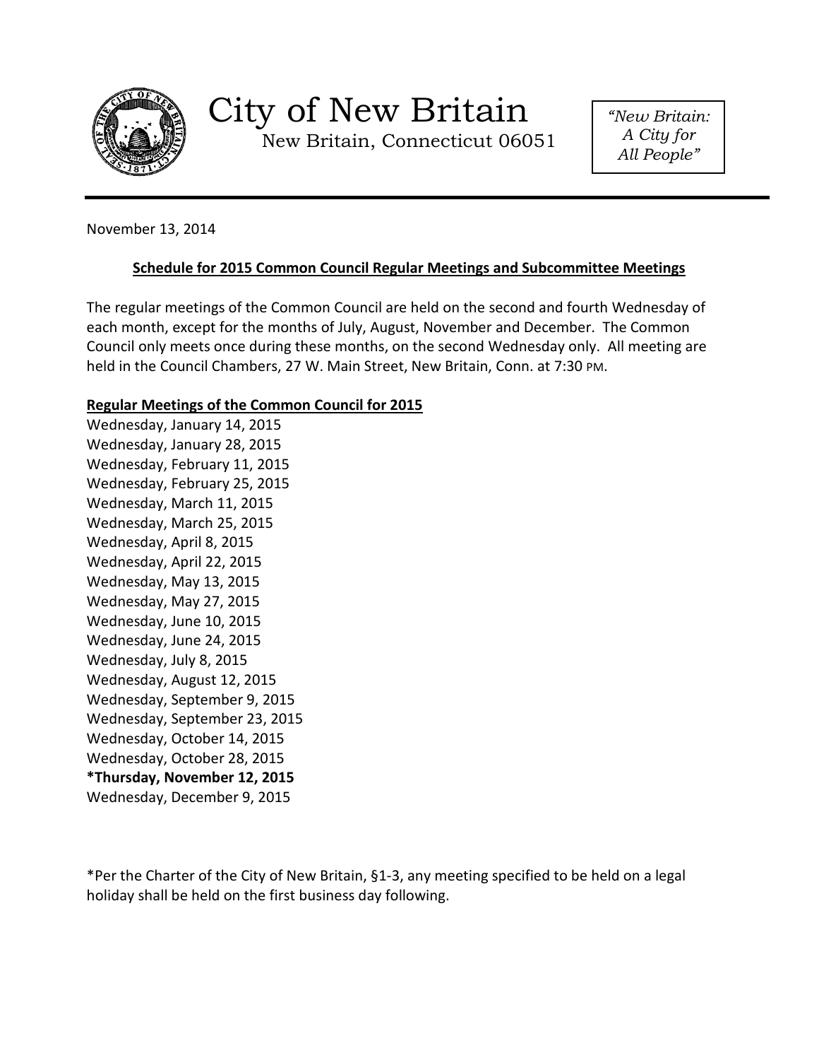# City of New Britain

New Britain, Connecticut 06051

*"New Britain: A City for All People"*

November 13, 2014

**Schedule for 2015 Common Council Regular Meetings and Subcommittee Meetings**

The regular meetings of the Common Council are held on the second and fourth Wednesday of each month, except for the months of July, August, November and December. The Common Council only meets once during these months, on the second Wednesday only. All meeting are held in the Council Chambers, 27 W. Main Street, New Britain, Conn. at 7:30 PM.

**Regular Meetings of the Common Council for 2015**

Wednesday, January 14, 2015
Wednesday, January 28, 2015
Wednesday, February 11, 2015
Wednesday, February 25, 2015
Wednesday, March 11, 2015
Wednesday, March 25, 2015
Wednesday, April 8, 2015
Wednesday, April 22, 2015
Wednesday, May 13, 2015
Wednesday, May 27, 2015
Wednesday, June 10, 2015
Wednesday, June 24, 2015
Wednesday, July 8, 2015
Wednesday, August 12, 2015
Wednesday, September 9, 2015
Wednesday, September 23, 2015
Wednesday, October 14, 2015
Wednesday, October 28, 2015
**\*Thursday, November 12, 2015**
Wednesday, December 9, 2015

*Per the Charter of the City of New Britain, §1-3, any meeting specified to be held on a legal holiday shall be held on the first business day following.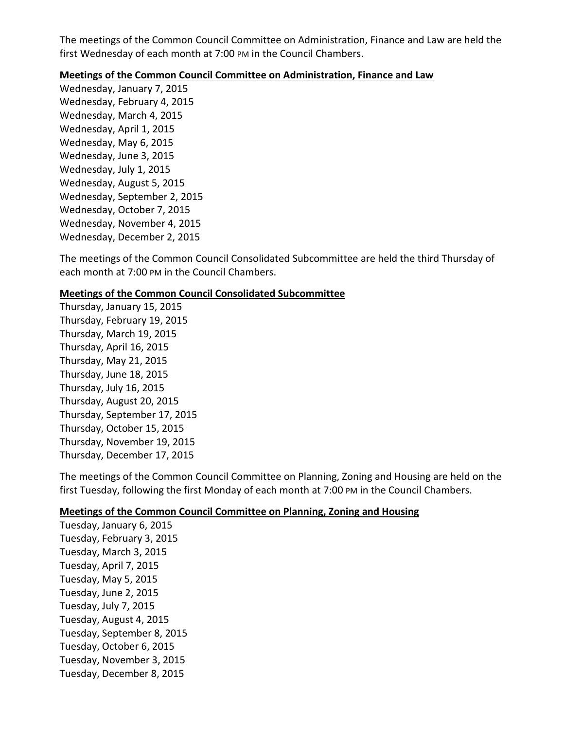The meetings of the Common Council Committee on Administration, Finance and Law are held the first Wednesday of each month at 7:00 PM in the Council Chambers.

**Meetings of the Common Council Committee on Administration, Finance and Law**

Wednesday, January 7, 2015
Wednesday, February 4, 2015
Wednesday, March 4, 2015
Wednesday, April 1, 2015
Wednesday, May 6, 2015
Wednesday, June 3, 2015
Wednesday, July 1, 2015
Wednesday, August 5, 2015
Wednesday, September 2, 2015
Wednesday, October 7, 2015
Wednesday, November 4, 2015
Wednesday, December 2, 2015

The meetings of the Common Council Consolidated Subcommittee are held the third Thursday of each month at 7:00 PM in the Council Chambers.

**Meetings of the Common Council Consolidated Subcommittee**

Thursday, January 15, 2015
Thursday, February 19, 2015
Thursday, March 19, 2015
Thursday, April 16, 2015
Thursday, May 21, 2015
Thursday, June 18, 2015
Thursday, July 16, 2015
Thursday, August 20, 2015
Thursday, September 17, 2015
Thursday, October 15, 2015
Thursday, November 19, 2015
Thursday, December 17, 2015

The meetings of the Common Council Committee on Planning, Zoning and Housing are held on the first Tuesday, following the first Monday of each month at 7:00 PM in the Council Chambers.

**Meetings of the Common Council Committee on Planning, Zoning and Housing**

Tuesday, January 6, 2015
Tuesday, February 3, 2015
Tuesday, March 3, 2015
Tuesday, April 7, 2015
Tuesday, May 5, 2015
Tuesday, June 2, 2015
Tuesday, July 7, 2015
Tuesday, August 4, 2015
Tuesday, September 8, 2015
Tuesday, October 6, 2015
Tuesday, November 3, 2015
Tuesday, December 8, 2015